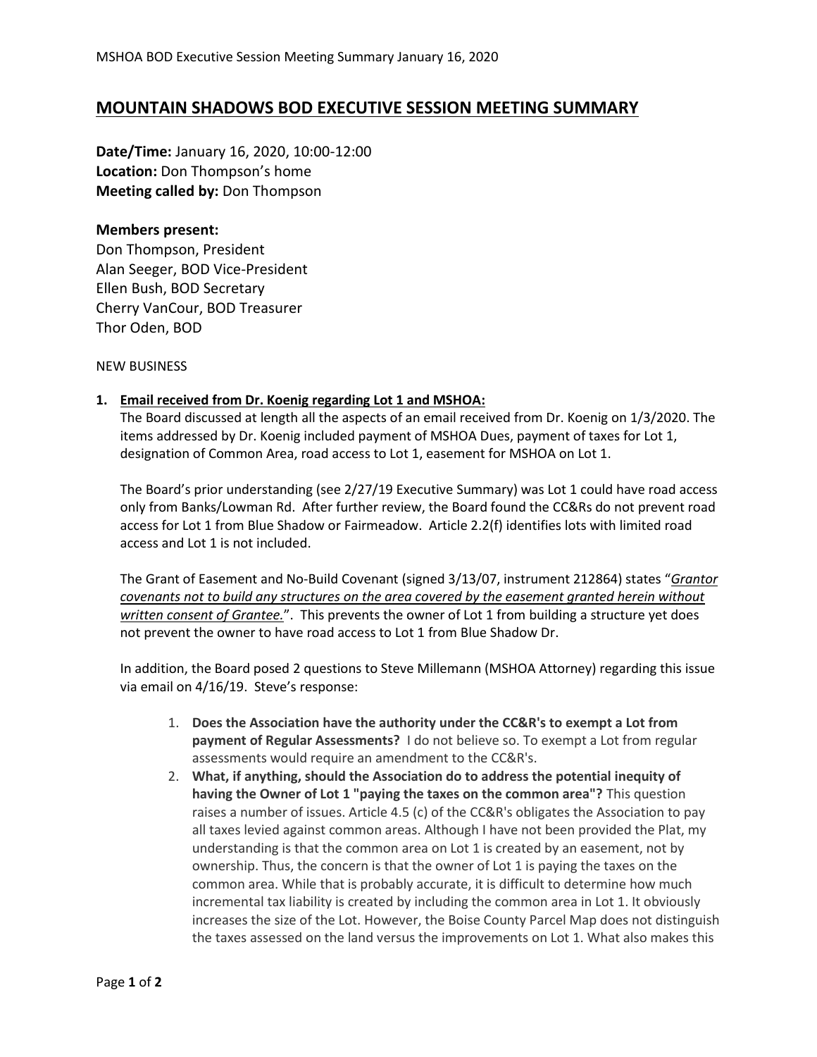# MOUNTAIN SHADOWS BOD EXECUTIVE SESSION MEETING SUMMARY

**Date/Time:** January 16, 2020, 10:00-12:00
**Location:** Don Thompson's home
**Meeting called by:** Don Thompson

**Members present:**
Don Thompson, President
Alan Seeger, BOD Vice-President
Ellen Bush, BOD Secretary
Cherry VanCour, BOD Treasurer
Thor Oden, BOD

NEW BUSINESS

1. **Email received from Dr. Koenig regarding Lot 1 and MSHOA:**
   The Board discussed at length all the aspects of an email received from Dr. Koenig on 1/3/2020. The items addressed by Dr. Koenig included payment of MSHOA Dues, payment of taxes for Lot 1, designation of Common Area, road access to Lot 1, easement for MSHOA on Lot 1.

   The Board's prior understanding (see 2/27/19 Executive Summary) was Lot 1 could have road access only from Banks/Lowman Rd. After further review, the Board found the CC&Rs do not prevent road access for Lot 1 from Blue Shadow or Fairmeadow. Article 2.2(f) identifies lots with limited road access and Lot 1 is not included.

   The Grant of Easement and No-Build Covenant (signed 3/13/07, instrument 212864) states "*Grantor covenants not to build any structures on the area covered by the easement granted herein without written consent of Grantee.*". This prevents the owner of Lot 1 from building a structure yet does not prevent the owner to have road access to Lot 1 from Blue Shadow Dr.

   In addition, the Board posed 2 questions to Steve Millemann (MSHOA Attorney) regarding this issue via email on 4/16/19. Steve's response:

   1. **Does the Association have the authority under the CC&R's to exempt a Lot from payment of Regular Assessments?** I do not believe so. To exempt a Lot from regular assessments would require an amendment to the CC&R's.
   2. **What, if anything, should the Association do to address the potential inequity of having the Owner of Lot 1 "paying the taxes on the common area"?** This question raises a number of issues. Article 4.5 (c) of the CC&R's obligates the Association to pay all taxes levied against common areas. Although I have not been provided the Plat, my understanding is that the common area on Lot 1 is created by an easement, not by ownership. Thus, the concern is that the owner of Lot 1 is paying the taxes on the common area. While that is probably accurate, it is difficult to determine how much incremental tax liability is created by including the common area in Lot 1. It obviously increases the size of the Lot. However, the Boise County Parcel Map does not distinguish the taxes assessed on the land versus the improvements on Lot 1. What also makes this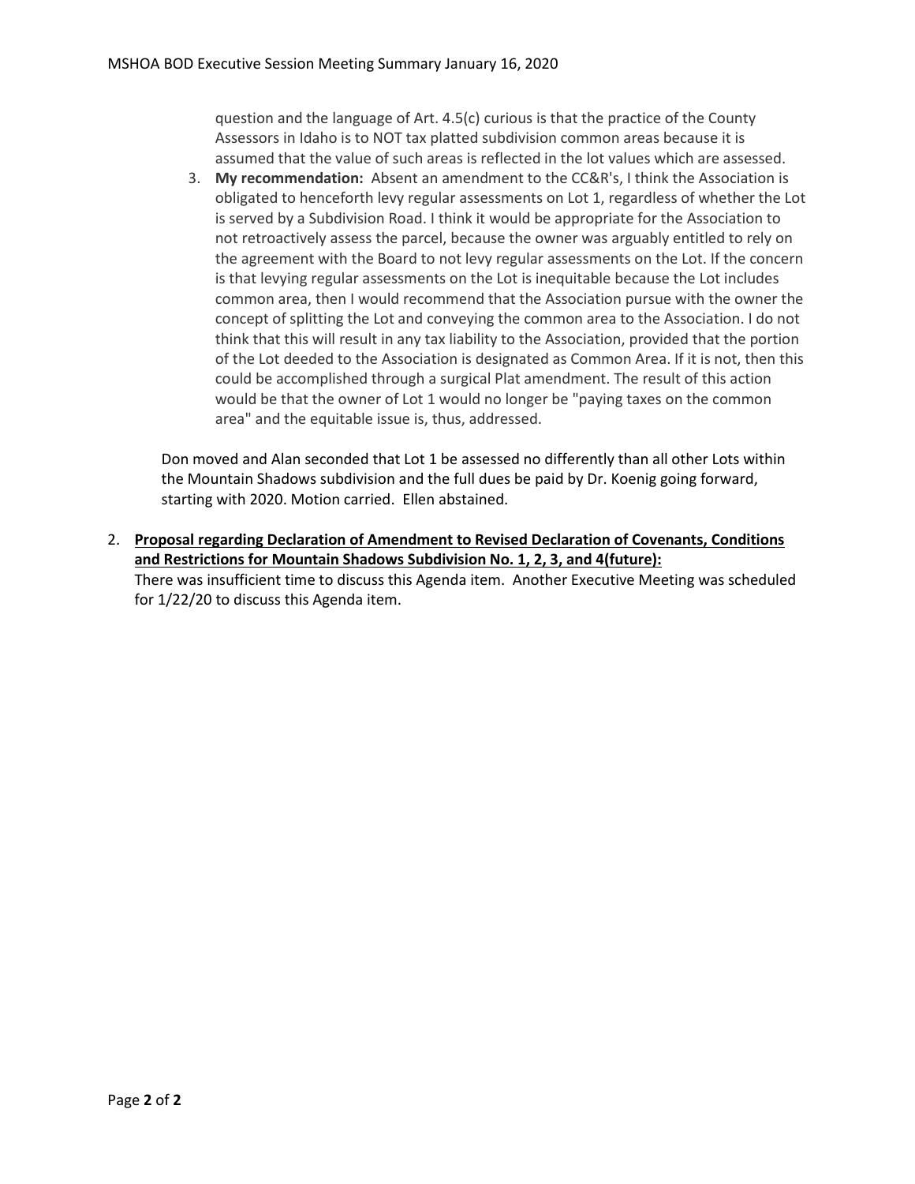question and the language of Art. 4.5(c) curious is that the practice of the County Assessors in Idaho is to NOT tax platted subdivision common areas because it is assumed that the value of such areas is reflected in the lot values which are assessed.

3. **My recommendation:** Absent an amendment to the CC&R's, I think the Association is obligated to henceforth levy regular assessments on Lot 1, regardless of whether the Lot is served by a Subdivision Road. I think it would be appropriate for the Association to not retroactively assess the parcel, because the owner was arguably entitled to rely on the agreement with the Board to not levy regular assessments on the Lot. If the concern is that levying regular assessments on the Lot is inequitable because the Lot includes common area, then I would recommend that the Association pursue with the owner the concept of splitting the Lot and conveying the common area to the Association. I do not think that this will result in any tax liability to the Association, provided that the portion of the Lot deeded to the Association is designated as Common Area. If it is not, then this could be accomplished through a surgical Plat amendment. The result of this action would be that the owner of Lot 1 would no longer be "paying taxes on the common area" and the equitable issue is, thus, addressed.

Don moved and Alan seconded that Lot 1 be assessed no differently than all other Lots within the Mountain Shadows subdivision and the full dues be paid by Dr. Koenig going forward, starting with 2020. Motion carried. Ellen abstained.

2. **Proposal regarding Declaration of Amendment to Revised Declaration of Covenants, Conditions and Restrictions for Mountain Shadows Subdivision No. 1, 2, 3, and 4(future):**
There was insufficient time to discuss this Agenda item. Another Executive Meeting was scheduled for 1/22/20 to discuss this Agenda item.